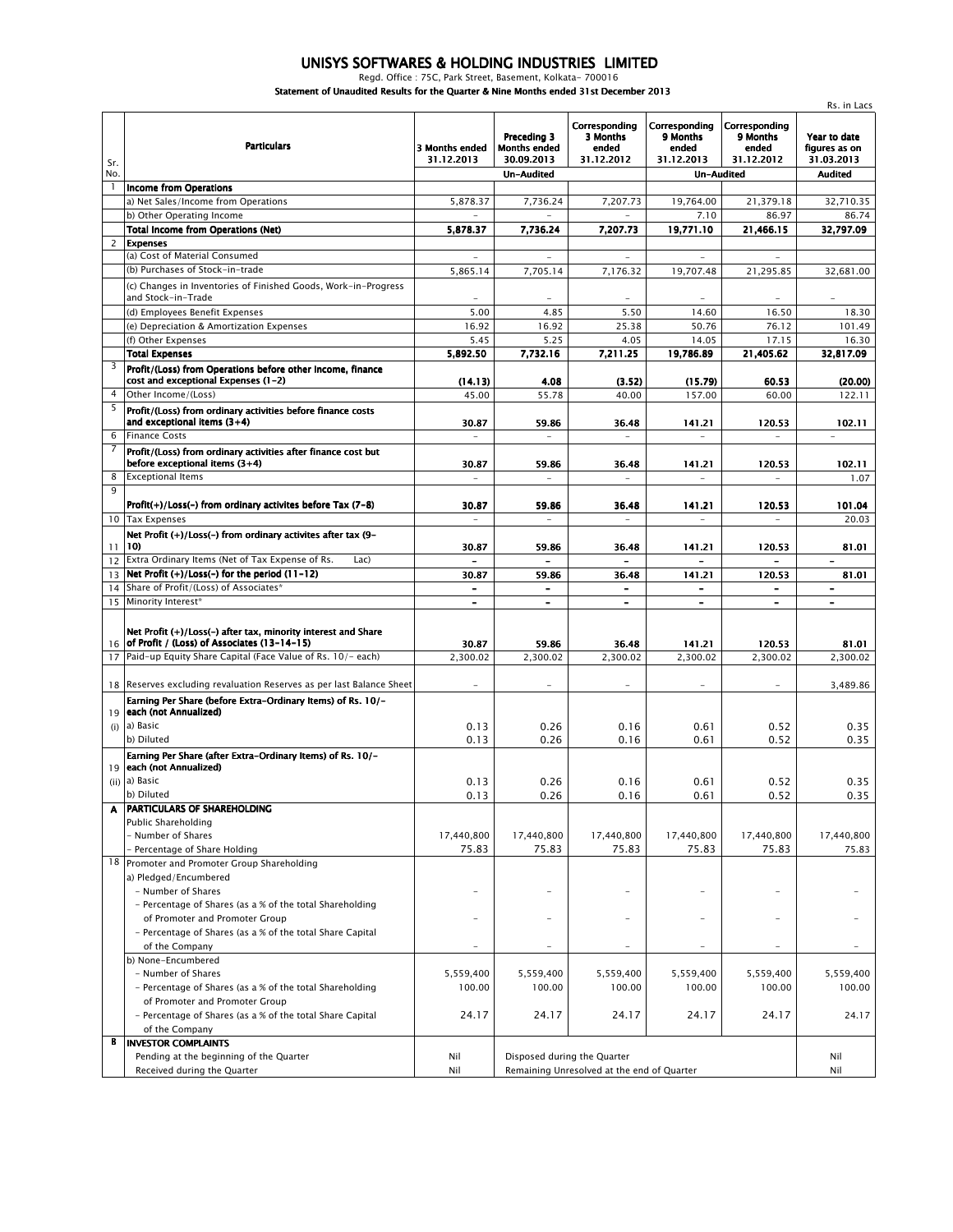# UNISYS SOFTWARES & HOLDING INDUSTRIES LIMITED

Regd. Office : 75C, Park Street, Basement, Kolkata- 700016

**Statement of Unaudited Results for the Quarter & Nine Months ended 31st December 2013**

Rs. in Lacs

| Sr. No. | Particulars | 3 Months ended 31.12.2013 | Preceding 3 Months ended 30.09.2013 | Corresponding 3 Months ended 31.12.2012 | Corresponding 9 Months ended 31.12.2013 | Corresponding 9 Months ended 31.12.2012 | Year to date figures as on 31.03.2013 |
|---|---|---|---|---|---|---|---|
| | | Un-Audited | | | Un-Audited | | Audited |
| 1 | **Income from Operations** | | | | | | |
| | a) Net Sales/Income from Operations | 5,878.37 | 7,736.24 | 7,207.73 | 19,764.00 | 21,379.18 | 32,710.35 |
| | b) Other Operating Income | - | - | - | 7.10 | 86.97 | 86.74 |
| | **Total Income from Operations (Net)** | **5,878.37** | **7,736.24** | **7,207.73** | **19,771.10** | **21,466.15** | **32,797.09** |
| 2 | **Expenses** | | | | | | |
| | (a) Cost of Material Consumed | - | - | - | - | - | |
| | (b) Purchases of Stock-in-trade | 5,865.14 | 7,705.14 | 7,176.32 | 19,707.48 | 21,295.85 | 32,681.00 |
| | (c) Changes in Inventories of Finished Goods, Work-in-Progress and Stock-in-Trade | - | - | - | - | - | - |
| | (d) Employees Benefit Expenses | 5.00 | 4.85 | 5.50 | 14.60 | 16.50 | 18.30 |
| | (e) Depreciation & Amortization Expenses | 16.92 | 16.92 | 25.38 | 50.76 | 76.12 | 101.49 |
| | (f) Other Expenses | 5.45 | 5.25 | 4.05 | 14.05 | 17.15 | 16.30 |
| | **Total Expenses** | **5,892.50** | **7,732.16** | **7,211.25** | **19,786.89** | **21,405.62** | **32,817.09** |
| 3 | **Profit/(Loss) from Operations before other Income, finance cost and exceptional Expenses (1-2)** | **(14.13)** | **4.08** | **(3.52)** | **(15.79)** | **60.53** | **(20.00)** |
| 4 | Other Income/(Loss) | 45.00 | 55.78 | 40.00 | 157.00 | 60.00 | 122.11 |
| 5 | **Profit/(Loss) from ordinary activities before finance costs and exceptional items (3+4)** | **30.87** | **59.86** | **36.48** | **141.21** | **120.53** | **102.11** |
| 6 | Finance Costs | - | - | - | - | - | - |
| 7 | **Profit/(Loss) from ordinary activities after finance cost but before exceptional items (3+4)** | **30.87** | **59.86** | **36.48** | **141.21** | **120.53** | **102.11** |
| 8 | Exceptional Items | - | - | - | - | - | 1.07 |
| 9 | **Profit(+)/Loss(-) from ordinary activites before Tax (7-8)** | **30.87** | **59.86** | **36.48** | **141.21** | **120.53** | **101.04** |
| 10 | Tax Expenses | - | - | - | - | - | 20.03 |
| 11 | **Net Profit (+)/Loss(-) from ordinary activites after tax (9-10)** | **30.87** | **59.86** | **36.48** | **141.21** | **120.53** | **81.01** |
| 12 | Extra Ordinary Items (Net of Tax Expense of Rs. Lac) | - | - | - | - | - | - |
| 13 | **Net Profit (+)/Loss(-) for the period (11-12)** | **30.87** | **59.86** | **36.48** | **141.21** | **120.53** | **81.01** |
| 14 | Share of Profit/(Loss) of Associates* | - | - | - | - | - | - |
| 15 | Minority Interest* | - | - | - | - | - | - |
| 16 | **Net Profit (+)/Loss(-) after tax, minority interest and Share of Profit / (Loss) of Associates (13-14-15)** | **30.87** | **59.86** | **36.48** | **141.21** | **120.53** | **81.01** |
| 17 | Paid-up Equity Share Capital (Face Value of Rs. 10/- each) | 2,300.02 | 2,300.02 | 2,300.02 | 2,300.02 | 2,300.02 | 2,300.02 |
| 18 | Reserves excluding revaluation Reserves as per last Balance Sheet | - | - | - | - | - | 3,489.86 |
| 19 (i) | **Earning Per Share (before Extra-Ordinary Items) of Rs. 10/- each (not Annualized)** | | | | | | |
| | a) Basic | 0.13 | 0.26 | 0.16 | 0.61 | 0.52 | 0.35 |
| | b) Diluted | 0.13 | 0.26 | 0.16 | 0.61 | 0.52 | 0.35 |
| 19 (ii) | **Earning Per Share (after Extra-Ordinary Items) of Rs. 10/- each (not Annualized)** | | | | | | |
| | a) Basic | 0.13 | 0.26 | 0.16 | 0.61 | 0.52 | 0.35 |
| | b) Diluted | 0.13 | 0.26 | 0.16 | 0.61 | 0.52 | 0.35 |
| A | **PARTICULARS OF SHAREHOLDING** | | | | | | |
| | Public Shareholding | | | | | | |
| | - Number of Shares | 17,440,800 | 17,440,800 | 17,440,800 | 17,440,800 | 17,440,800 | 17,440,800 |
| | - Percentage of Share Holding | 75.83 | 75.83 | 75.83 | 75.83 | 75.83 | 75.83 |
| 18 | Promoter and Promoter Group Shareholding | | | | | | |
| | a) Pledged/Encumbered | | | | | | |
| | - Number of Shares | - | - | - | - | - | - |
| | - Percentage of Shares (as a % of the total Shareholding of Promoter and Promoter Group | - | - | - | - | - | - |
| | - Percentage of Shares (as a % of the total Share Capital of the Company | - | - | - | - | - | - |
| | b) None-Encumbered | | | | | | |
| | - Number of Shares | 5,559,400 | 5,559,400 | 5,559,400 | 5,559,400 | 5,559,400 | 5,559,400 |
| | - Percentage of Shares (as a % of the total Shareholding of Promoter and Promoter Group | 100.00 | 100.00 | 100.00 | 100.00 | 100.00 | 100.00 |
| | - Percentage of Shares (as a % of the total Share Capital of the Company | 24.17 | 24.17 | 24.17 | 24.17 | 24.17 | 24.17 |
| B | **INVESTOR COMPLAINTS** | | | | | | |
| | Pending at the beginning of the Quarter | Nil | Disposed during the Quarter | | | | Nil |
| | Received during the Quarter | Nil | Remaining Unresolved at the end of Quarter | | | | Nil |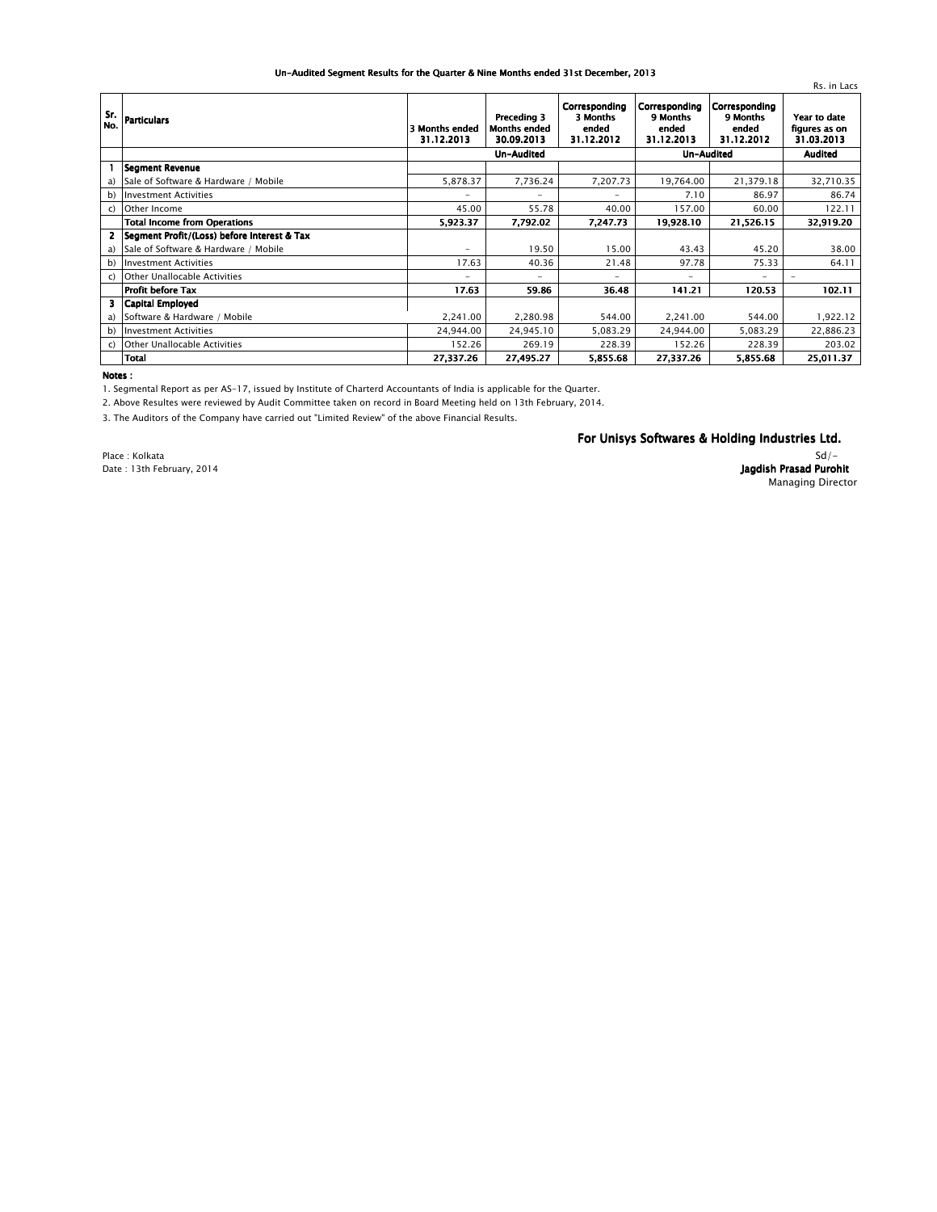## Un-Audited Segment Results for the Quarter & Nine Months ended 31st December, 2013

Rs. in Lacs

| Sr. No. | Particulars | 3 Months ended 31.12.2013 | Preceding 3 Months ended 30.09.2013 | Corresponding 3 Months ended 31.12.2012 | Corresponding 9 Months ended 31.12.2013 | Corresponding 9 Months ended 31.12.2012 | Year to date figures as on 31.03.2013 |
|---|---|---|---|---|---|---|---|
| | | Un-Audited | | | Un-Audited | | Audited |
| 1 | **Segment Revenue** | | | | | | |
| a) | Sale of Software & Hardware / Mobile | 5,878.37 | 7,736.24 | 7,207.73 | 19,764.00 | 21,379.18 | 32,710.35 |
| b) | Investment Activities | - | - | - | 7.10 | 86.97 | 86.74 |
| c) | Other Income | 45.00 | 55.78 | 40.00 | 157.00 | 60.00 | 122.11 |
| | **Total Income from Operations** | **5,923.37** | **7,792.02** | **7,247.73** | **19,928.10** | **21,526.15** | **32,919.20** |
| 2 | **Segment Profit/(Loss) before Interest & Tax** | | | | | | |
| a) | Sale of Software & Hardware / Mobile | - | 19.50 | 15.00 | 43.43 | 45.20 | 38.00 |
| b) | Investment Activities | 17.63 | 40.36 | 21.48 | 97.78 | 75.33 | 64.11 |
| c) | Other Unallocable Activities | - | - | - | - | - | - |
| | **Profit before Tax** | **17.63** | **59.86** | **36.48** | **141.21** | **120.53** | **102.11** |
| 3 | **Capital Employed** | | | | | | |
| a) | Software & Hardware / Mobile | 2,241.00 | 2,280.98 | 544.00 | 2,241.00 | 544.00 | 1,922.12 |
| b) | Investment Activities | 24,944.00 | 24,945.10 | 5,083.29 | 24,944.00 | 5,083.29 | 22,886.23 |
| c) | Other Unallocable Activities | 152.26 | 269.19 | 228.39 | 152.26 | 228.39 | 203.02 |
| | **Total** | **27,337.26** | **27,495.27** | **5,855.68** | **27,337.26** | **5,855.68** | **25,011.37** |

**Notes :**

1. Segmental Report as per AS-17, issued by Institute of Charterd Accountants of India is applicable for the Quarter.
2. Above Resultes were reviewed by Audit Committee taken on record in Board Meeting held on 13th February, 2014.
3. The Auditors of the Company have carried out "Limited Review" of the above Financial Results.

**For Unisys Softwares & Holding Industries Ltd.**

Sd/-

**Jagdish Prasad Purohit**

Managing Director

Place : Kolkata

Date : 13th February, 2014